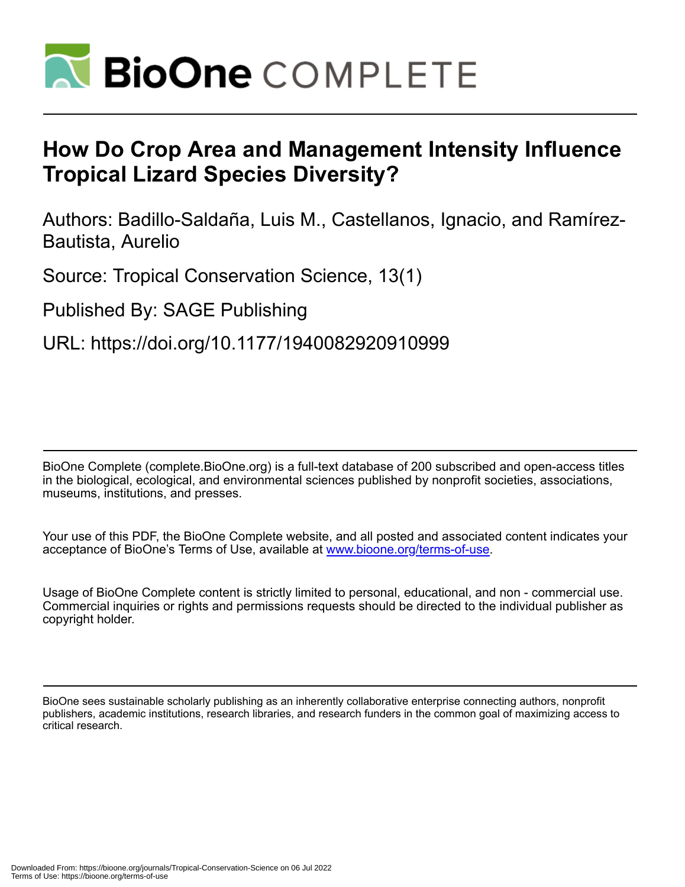# How Do Crop Area and Management Intensity Influence Tropical Lizard Species Diversity?

Authors: Badillo-Saldaña, Luis M., Castellanos, Ignacio, and Ramírez-Bautista, Aurelio

Source: Tropical Conservation Science, 13(1)

Published By: SAGE Publishing

URL: https://doi.org/10.1177/1940082920910999

BioOne Complete (complete.BioOne.org) is a full-text database of 200 subscribed and open-access titles in the biological, ecological, and environmental sciences published by nonprofit societies, associations, museums, institutions, and presses.

Your use of this PDF, the BioOne Complete website, and all posted and associated content indicates your acceptance of BioOne's Terms of Use, available at www.bioone.org/terms-of-use.

Usage of BioOne Complete content is strictly limited to personal, educational, and non - commercial use. Commercial inquiries or rights and permissions requests should be directed to the individual publisher as copyright holder.

BioOne sees sustainable scholarly publishing as an inherently collaborative enterprise connecting authors, nonprofit publishers, academic institutions, research libraries, and research funders in the common goal of maximizing access to critical research.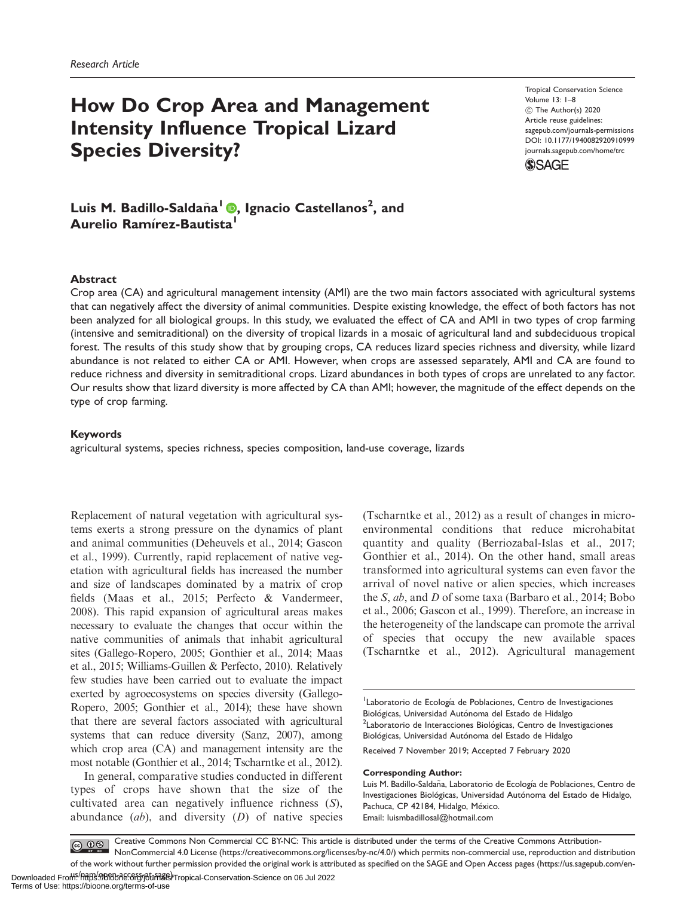Research Article

# How Do Crop Area and Management Intensity Influence Tropical Lizard Species Diversity?

Tropical Conservation Science
Volume 13: 1–8
© The Author(s) 2020
Article reuse guidelines:
sagepub.com/journals-permissions
DOI: 10.1177/1940082920910999
journals.sagepub.com/home/trc

**Luis M. Badillo-Saldaña[1], Ignacio Castellanos[2], and Aurelio Ramírez-Bautista[1]**

## Abstract

Crop area (CA) and agricultural management intensity (AMI) are the two main factors associated with agricultural systems that can negatively affect the diversity of animal communities. Despite existing knowledge, the effect of both factors has not been analyzed for all biological groups. In this study, we evaluated the effect of CA and AMI in two types of crop farming (intensive and semitraditional) on the diversity of tropical lizards in a mosaic of agricultural land and subdeciduous tropical forest. The results of this study show that by grouping crops, CA reduces lizard species richness and diversity, while lizard abundance is not related to either CA or AMI. However, when crops are assessed separately, AMI and CA are found to reduce richness and diversity in semitraditional crops. Lizard abundances in both types of crops are unrelated to any factor. Our results show that lizard diversity is more affected by CA than AMI; however, the magnitude of the effect depends on the type of crop farming.

## Keywords

agricultural systems, species richness, species composition, land-use coverage, lizards

Replacement of natural vegetation with agricultural systems exerts a strong pressure on the dynamics of plant and animal communities (Deheuvels et al., 2014; Gascon et al., 1999). Currently, rapid replacement of native vegetation with agricultural fields has increased the number and size of landscapes dominated by a matrix of crop fields (Maas et al., 2015; Perfecto & Vandermeer, 2008). This rapid expansion of agricultural areas makes necessary to evaluate the changes that occur within the native communities of animals that inhabit agricultural sites (Gallego-Ropero, 2005; Gonthier et al., 2014; Maas et al., 2015; Williams-Guillen & Perfecto, 2010). Relatively few studies have been carried out to evaluate the impact exerted by agroecosystems on species diversity (Gallego-Ropero, 2005; Gonthier et al., 2014); these have shown that there are several factors associated with agricultural systems that can reduce diversity (Sanz, 2007), among which crop area (CA) and management intensity are the most notable (Gonthier et al., 2014; Tscharntke et al., 2012).

In general, comparative studies conducted in different types of crops have shown that the size of the cultivated area can negatively influence richness ($S$), abundance ($ab$), and diversity ($D$) of native species (Tscharntke et al., 2012) as a result of changes in microenvironmental conditions that reduce microhabitat quantity and quality (Berriozabal-Islas et al., 2017; Gonthier et al., 2014). On the other hand, small areas transformed into agricultural systems can even favor the arrival of novel native or alien species, which increases the $S$, $ab$, and $D$ of some taxa (Barbaro et al., 2014; Bobo et al., 2006; Gascon et al., 1999). Therefore, an increase in the heterogeneity of the landscape can promote the arrival of species that occupy the new available spaces (Tscharntke et al., 2012). Agricultural management

[1]Laboratorio de Ecología de Poblaciones, Centro de Investigaciones Biológicas, Universidad Autónoma del Estado de Hidalgo
[2]Laboratorio de Interacciones Biológicas, Centro de Investigaciones Biológicas, Universidad Autónoma del Estado de Hidalgo

Received 7 November 2019; Accepted 7 February 2020

**Corresponding Author:**
Luis M. Badillo-Saldaña, Laboratorio de Ecología de Poblaciones, Centro de Investigaciones Biológicas, Universidad Autónoma del Estado de Hidalgo, Pachuca, CP 42184, Hidalgo, México.
Email: luismbadillosal@hotmail.com

Creative Commons Non Commercial CC BY-NC: This article is distributed under the terms of the Creative Commons Attribution-NonCommercial 4.0 License (https://creativecommons.org/licenses/by-nc/4.0/) which permits non-commercial use, reproduction and distribution of the work without further permission provided the original work is attributed as specified on the SAGE and Open Access pages (https://us.sagepub.com/en-us/nam/open-access-at-sage).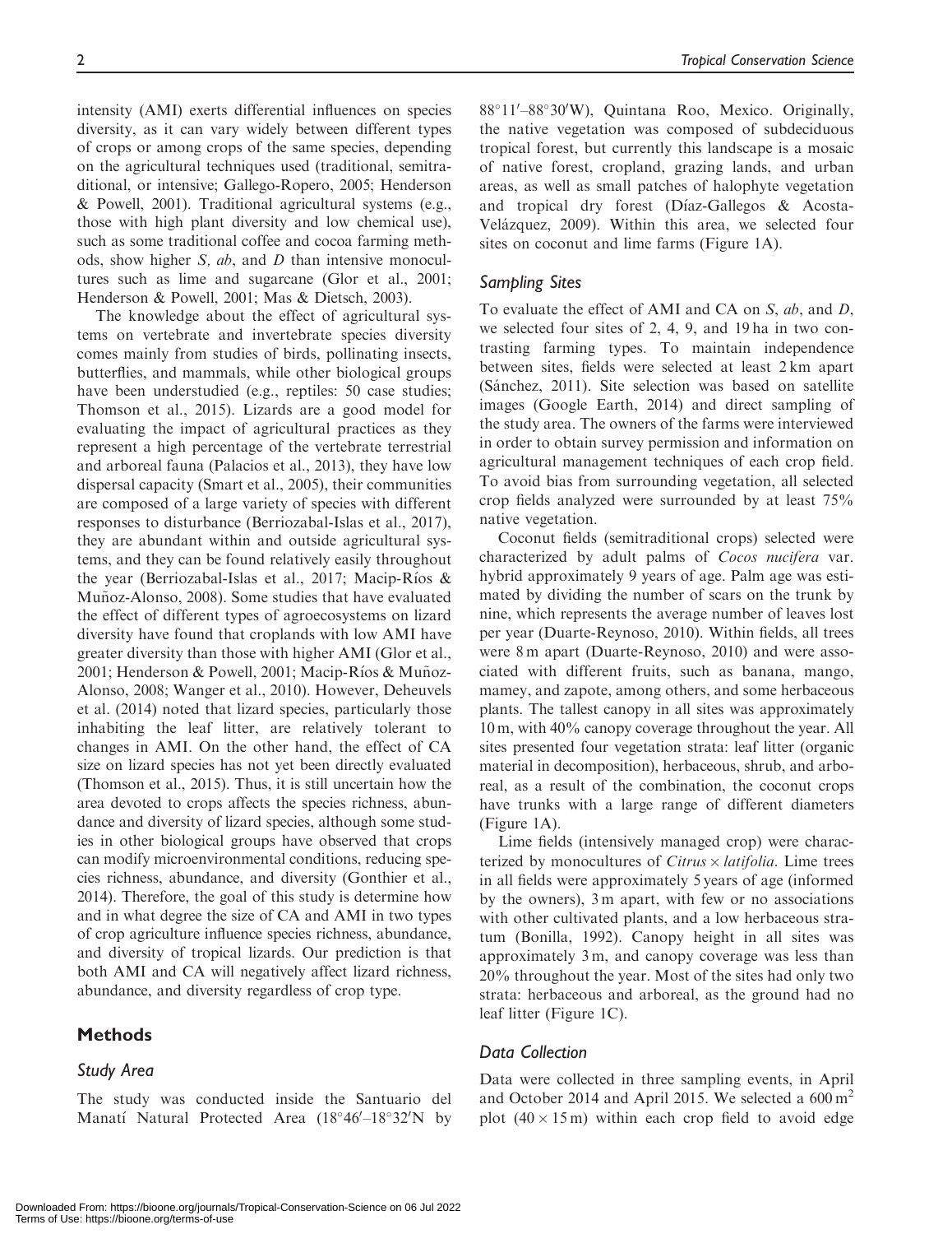intensity (AMI) exerts differential influences on species diversity, as it can vary widely between different types of crops or among crops of the same species, depending on the agricultural techniques used (traditional, semitraditional, or intensive; Gallego-Ropero, 2005; Henderson & Powell, 2001). Traditional agricultural systems (e.g., those with high plant diversity and low chemical use), such as some traditional coffee and cocoa farming methods, show higher *S, ab*, and *D* than intensive monocultures such as lime and sugarcane (Glor et al., 2001; Henderson & Powell, 2001; Mas & Dietsch, 2003).

The knowledge about the effect of agricultural systems on vertebrate and invertebrate species diversity comes mainly from studies of birds, pollinating insects, butterflies, and mammals, while other biological groups have been understudied (e.g., reptiles: 50 case studies; Thomson et al., 2015). Lizards are a good model for evaluating the impact of agricultural practices as they represent a high percentage of the vertebrate terrestrial and arboreal fauna (Palacios et al., 2013), they have low dispersal capacity (Smart et al., 2005), their communities are composed of a large variety of species with different responses to disturbance (Berriozabal-Islas et al., 2017), they are abundant within and outside agricultural systems, and they can be found relatively easily throughout the year (Berriozabal-Islas et al., 2017; Macip-Ríos & Muñoz-Alonso, 2008). Some studies that have evaluated the effect of different types of agroecosystems on lizard diversity have found that croplands with low AMI have greater diversity than those with higher AMI (Glor et al., 2001; Henderson & Powell, 2001; Macip-Ríos & Muñoz-Alonso, 2008; Wanger et al., 2010). However, Deheuvels et al. (2014) noted that lizard species, particularly those inhabiting the leaf litter, are relatively tolerant to changes in AMI. On the other hand, the effect of CA size on lizard species has not yet been directly evaluated (Thomson et al., 2015). Thus, it is still uncertain how the area devoted to crops affects the species richness, abundance and diversity of lizard species, although some studies in other biological groups have observed that crops can modify microenvironmental conditions, reducing species richness, abundance, and diversity (Gonthier et al., 2014). Therefore, the goal of this study is determine how and in what degree the size of CA and AMI in two types of crop agriculture influence species richness, abundance, and diversity of tropical lizards. Our prediction is that both AMI and CA will negatively affect lizard richness, abundance, and diversity regardless of crop type.

## Methods

### Study Area

The study was conducted inside the Santuario del Manatí Natural Protected Area (18°46′–18°32′N by 88°11′–88°30′W), Quintana Roo, Mexico. Originally, the native vegetation was composed of subdeciduous tropical forest, but currently this landscape is a mosaic of native forest, cropland, grazing lands, and urban areas, as well as small patches of halophyte vegetation and tropical dry forest (Díaz-Gallegos & Acosta-Velázquez, 2009). Within this area, we selected four sites on coconut and lime farms (Figure 1A).

### Sampling Sites

To evaluate the effect of AMI and CA on *S*, *ab*, and *D*, we selected four sites of 2, 4, 9, and 19 ha in two contrasting farming types. To maintain independence between sites, fields were selected at least 2 km apart (Sánchez, 2011). Site selection was based on satellite images (Google Earth, 2014) and direct sampling of the study area. The owners of the farms were interviewed in order to obtain survey permission and information on agricultural management techniques of each crop field. To avoid bias from surrounding vegetation, all selected crop fields analyzed were surrounded by at least 75% native vegetation.

Coconut fields (semitraditional crops) selected were characterized by adult palms of *Cocos nucifera* var. hybrid approximately 9 years of age. Palm age was estimated by dividing the number of scars on the trunk by nine, which represents the average number of leaves lost per year (Duarte-Reynoso, 2010). Within fields, all trees were 8 m apart (Duarte-Reynoso, 2010) and were associated with different fruits, such as banana, mango, mamey, and zapote, among others, and some herbaceous plants. The tallest canopy in all sites was approximately 10 m, with 40% canopy coverage throughout the year. All sites presented four vegetation strata: leaf litter (organic material in decomposition), herbaceous, shrub, and arboreal, as a result of the combination, the coconut crops have trunks with a large range of different diameters (Figure 1A).

Lime fields (intensively managed crop) were characterized by monocultures of *Citrus* × *latifolia*. Lime trees in all fields were approximately 5 years of age (informed by the owners), 3 m apart, with few or no associations with other cultivated plants, and a low herbaceous stratum (Bonilla, 1992). Canopy height in all sites was approximately 3 m, and canopy coverage was less than 20% throughout the year. Most of the sites had only two strata: herbaceous and arboreal, as the ground had no leaf litter (Figure 1C).

### Data Collection

Data were collected in three sampling events, in April and October 2014 and April 2015. We selected a 600 $m^2$ plot (40 × 15 m) within each crop field to avoid edge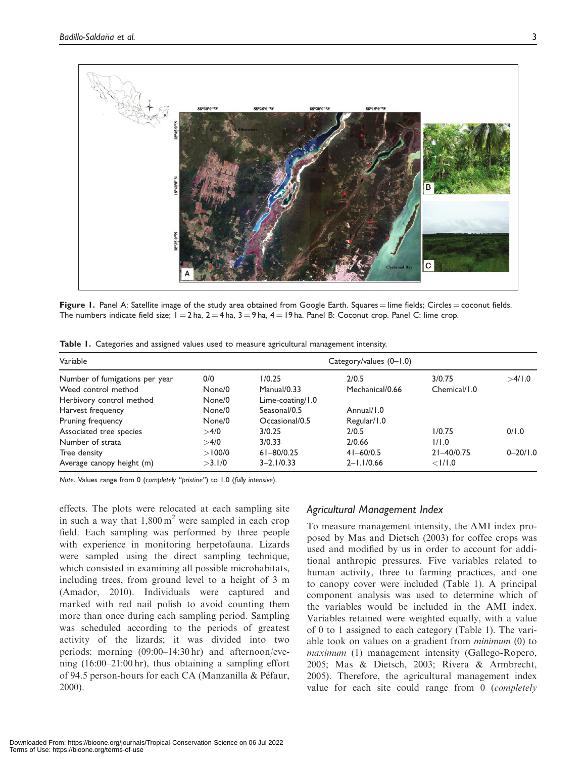**Figure 1.** Panel A: Satellite image of the study area obtained from Google Earth. Squares = lime fields; Circles = coconut fields. The numbers indicate field size; 1 = 2 ha, 2 = 4 ha, 3 = 9 ha, 4 = 19 ha. Panel B: Coconut crop. Panel C: lime crop.

**Table 1.** Categories and assigned values used to measure agricultural management intensity.

| Variable | Category/values (0–1.0) | | | | |
|---|---|---|---|---|---|
| Number of fumigations per year | 0/0 | 1/0.25 | 2/0.5 | 3/0.75 | >4/1.0 |
| Weed control method | None/0 | Manual/0.33 | Mechanical/0.66 | Chemical/1.0 | |
| Herbivory control method | None/0 | Lime-coating/1.0 | | | |
| Harvest frequency | None/0 | Seasonal/0.5 | Annual/1.0 | | |
| Pruning frequency | None/0 | Occasional/0.5 | Regular/1.0 | | |
| Associated tree species | >4/0 | 3/0.25 | 2/0.5 | 1/0.75 | 0/1.0 |
| Number of strata | >4/0 | 3/0.33 | 2/0.66 | 1/1.0 | |
| Tree density | >100/0 | 61–80/0.25 | 41–60/0.5 | 21–40/0.75 | 0–20/1.0 |
| Average canopy height (m) | >3.1/0 | 3–2.1/0.33 | 2–1.1/0.66 | <1/1.0 | |

*Note.* Values range from 0 (*completely "pristine"*) to 1.0 (*fully intensive*).

effects. The plots were relocated at each sampling site in such a way that 1,800 $m^2$ were sampled in each crop field. Each sampling was performed by three people with experience in monitoring herpetofauna. Lizards were sampled using the direct sampling technique, which consisted in examining all possible microhabitats, including trees, from ground level to a height of 3 m (Amador, 2010). Individuals were captured and marked with red nail polish to avoid counting them more than once during each sampling period. Sampling was scheduled according to the periods of greatest activity of the lizards; it was divided into two periods: morning (09:00–14:30 hr) and afternoon/evening (16:00–21:00 hr), thus obtaining a sampling effort of 94.5 person-hours for each CA (Manzanilla & Péfaur, 2000).

## Agricultural Management Index

To measure management intensity, the AMI index proposed by Mas and Dietsch (2003) for coffee crops was used and modified by us in order to account for additional anthropic pressures. Five variables related to human activity, three to farming practices, and one to canopy cover were included (Table 1). A principal component analysis was used to determine which of the variables would be included in the AMI index. Variables retained were weighted equally, with a value of 0 to 1 assigned to each category (Table 1). The variable took on values on a gradient from *minimum* (0) to *maximum* (1) management intensity (Gallego-Ropero, 2005; Mas & Dietsch, 2003; Rivera & Armbrecht, 2005). Therefore, the agricultural management index value for each site could range from 0 (*completely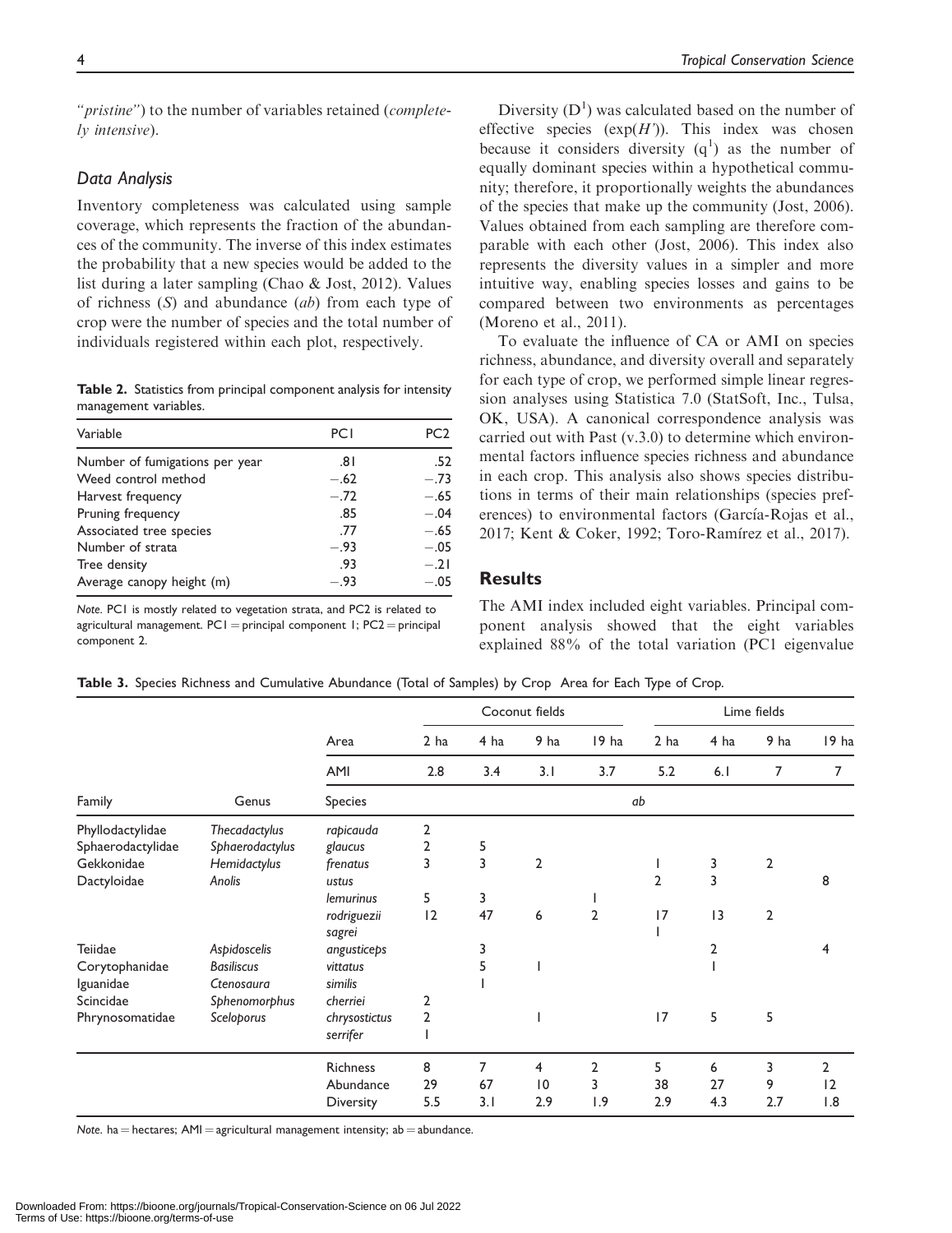*"pristine"*) to the number of variables retained (*completely intensive*).

### Data Analysis

Inventory completeness was calculated using sample coverage, which represents the fraction of the abundances of the community. The inverse of this index estimates the probability that a new species would be added to the list during a later sampling (Chao & Jost, 2012). Values of richness (*S*) and abundance (*ab*) from each type of crop were the number of species and the total number of individuals registered within each plot, respectively.

**Table 2.** Statistics from principal component analysis for intensity management variables.

| Variable | PC1 | PC2 |
|---|---|---|
| Number of fumigations per year | .81 | .52 |
| Weed control method | −.62 | −.73 |
| Harvest frequency | −.72 | −.65 |
| Pruning frequency | .85 | −.04 |
| Associated tree species | .77 | −.65 |
| Number of strata | −.93 | −.05 |
| Tree density | .93 | −.21 |
| Average canopy height (m) | −.93 | −.05 |

*Note.* PC1 is mostly related to vegetation strata, and PC2 is related to agricultural management. PC1 = principal component 1; PC2 = principal component 2.

Diversity ($D^1$) was calculated based on the number of effective species ($\exp(H')$). This index was chosen because it considers diversity ($q^1$) as the number of equally dominant species within a hypothetical community; therefore, it proportionally weights the abundances of the species that make up the community (Jost, 2006). Values obtained from each sampling are therefore comparable with each other (Jost, 2006). This index also represents the diversity values in a simpler and more intuitive way, enabling species losses and gains to be compared between two environments as percentages (Moreno et al., 2011).

To evaluate the influence of CA or AMI on species richness, abundance, and diversity overall and separately for each type of crop, we performed simple linear regression analyses using Statistica 7.0 (StatSoft, Inc., Tulsa, OK, USA). A canonical correspondence analysis was carried out with Past (v.3.0) to determine which environmental factors influence species richness and abundance in each crop. This analysis also shows species distributions in terms of their main relationships (species preferences) to environmental factors (García-Rojas et al., 2017; Kent & Coker, 1992; Toro-Ramírez et al., 2017).

## Results

The AMI index included eight variables. Principal component analysis showed that the eight variables explained 88% of the total variation (PC1 eigenvalue

**Table 3.** Species Richness and Cumulative Abundance (Total of Samples) by Crop Area for Each Type of Crop.

| | | | Coconut fields | | | | Lime fields | | | |
|---|---|---|---|---|---|---|---|---|---|---|
| | | Area | 2 ha | 4 ha | 9 ha | 19 ha | 2 ha | 4 ha | 9 ha | 19 ha |
| | | AMI | 2.8 | 3.4 | 3.1 | 3.7 | 5.2 | 6.1 | 7 | 7 |
| Family | Genus | Species | ab | | | | | | | |
| Phyllodactylidae | *Thecadactylus* | *rapicauda* | 2 | | | | | | | |
| Sphaerodactylidae | *Sphaerodactylus* | *glaucus* | 2 | 5 | | | | | | |
| Gekkonidae | *Hemidactylus* | *frenatus* | 3 | 3 | 2 | | 1 | 3 | 2 | |
| Dactyloidae | *Anolis* | *ustus* | | | | | 2 | 3 | | 8 |
| | | *lemurinus* | 5 | 3 | | 1 | | | | |
| | | *rodriguezii* | 12 | 47 | 6 | 2 | 17 | 13 | 2 | |
| | | *sagrei* | | | | | 1 | | | |
| Teiidae | *Aspidoscelis* | *angusticeps* | | 3 | | | | 2 | | 4 |
| Corytophanidae | *Basiliscus* | *vittatus* | | 5 | 1 | | | 1 | | |
| Iguanidae | *Ctenosaura* | *similis* | | 1 | | | | | | |
| Scincidae | *Sphenomorphus* | *cherriei* | 2 | | | | | | | |
| Phrynosomatidae | *Sceloporus* | *chrysostictus* | 2 | | 1 | | 17 | 5 | 5 | |
| | | *serrifer* | 1 | | | | | | | |
| | | Richness | 8 | 7 | 4 | 2 | 5 | 6 | 3 | 2 |
| | | Abundance | 29 | 67 | 10 | 3 | 38 | 27 | 9 | 12 |
| | | Diversity | 5.5 | 3.1 | 2.9 | 1.9 | 2.9 | 4.3 | 2.7 | 1.8 |

*Note.* ha = hectares; AMI = agricultural management intensity; ab = abundance.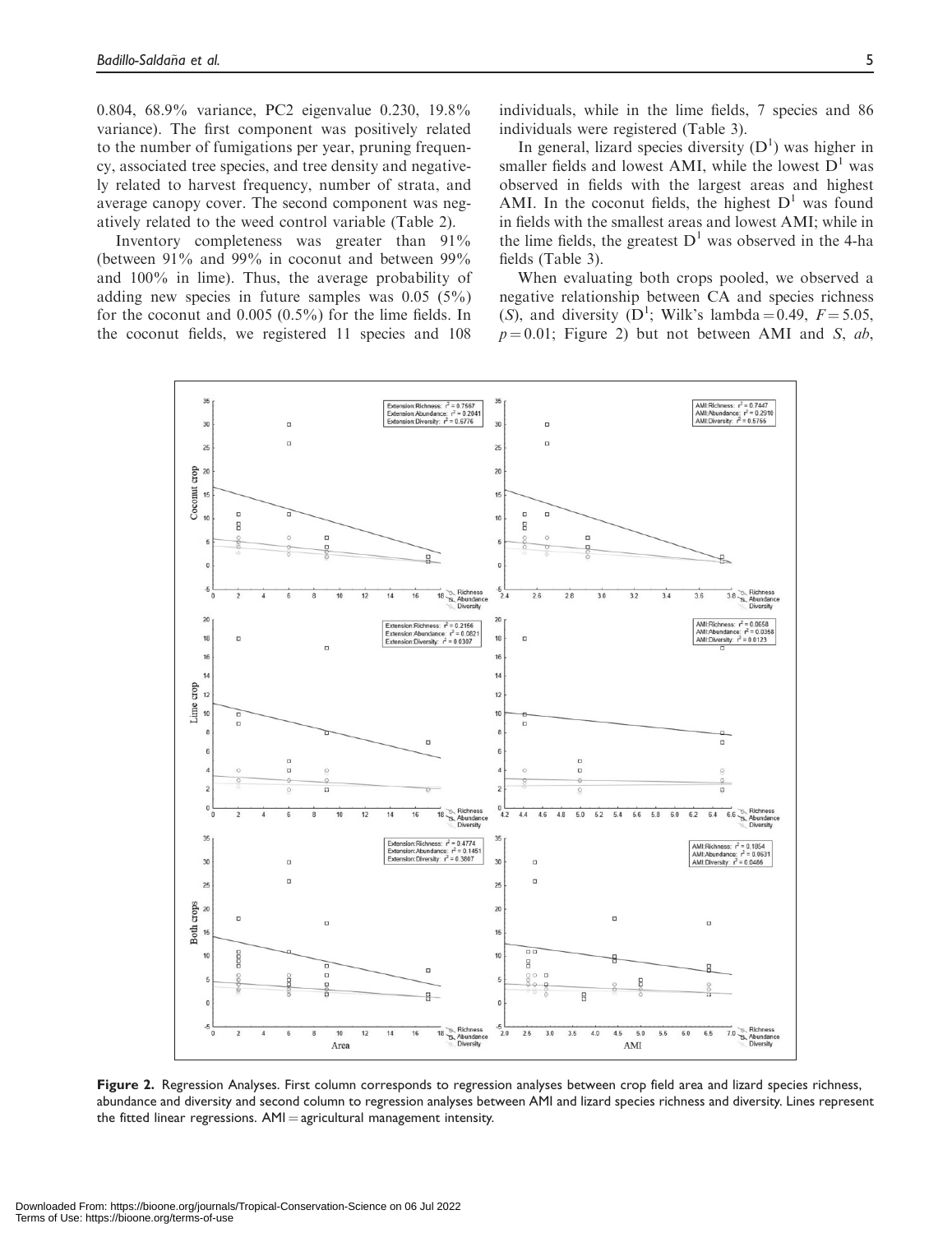0.804, 68.9% variance, PC2 eigenvalue 0.230, 19.8% variance). The first component was positively related to the number of fumigations per year, pruning frequency, associated tree species, and tree density and negatively related to harvest frequency, number of strata, and average canopy cover. The second component was negatively related to the weed control variable (Table 2).

Inventory completeness was greater than 91% (between 91% and 99% in coconut and between 99% and 100% in lime). Thus, the average probability of adding new species in future samples was 0.05 (5%) for the coconut and 0.005 (0.5%) for the lime fields. In the coconut fields, we registered 11 species and 108 individuals, while in the lime fields, 7 species and 86 individuals were registered (Table 3).

In general, lizard species diversity ($D^1$) was higher in smaller fields and lowest AMI, while the lowest $D^1$ was observed in fields with the largest areas and highest AMI. In the coconut fields, the highest $D^1$ was found in fields with the smallest areas and lowest AMI; while in the lime fields, the greatest $D^1$ was observed in the 4-ha fields (Table 3).

When evaluating both crops pooled, we observed a negative relationship between CA and species richness (*S*), and diversity ($D^1$; Wilk's lambda $= 0.49$, $F = 5.05$, $p = 0.01$; Figure 2) but not between AMI and *S*, *ab*,

**Figure 2.** Regression Analyses. First column corresponds to regression analyses between crop field area and lizard species richness, abundance and diversity and second column to regression analyses between AMI and lizard species richness and diversity. Lines represent the fitted linear regressions. AMI = agricultural management intensity.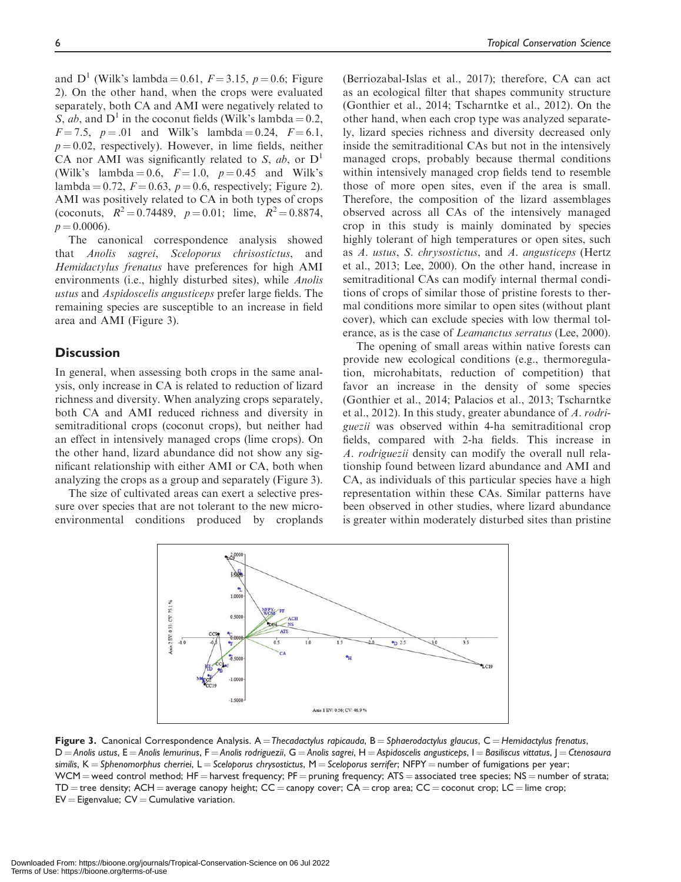and $D^1$ (Wilk's lambda = 0.61, $F = 3.15$, $p = 0.6$; Figure 2). On the other hand, when the crops were evaluated separately, both CA and AMI were negatively related to *S*, *ab*, and $D^1$ in the coconut fields (Wilk's lambda = 0.2, $F = 7.5$, $p = .01$ and Wilk's lambda = 0.24, $F = 6.1$, $p = 0.02$, respectively). However, in lime fields, neither CA nor AMI was significantly related to *S*, *ab*, or $D^1$ (Wilk's lambda = 0.6, $F = 1.0$, $p = 0.45$ and Wilk's lambda = 0.72, $F = 0.63$, $p = 0.6$, respectively; Figure 2). AMI was positively related to CA in both types of crops (coconuts, $R^2 = 0.74489$, $p = 0.01$; lime, $R^2 = 0.8874$, $p = 0.0006$).

The canonical correspondence analysis showed that *Anolis sagrei*, *Sceloporus chrisostictus*, and *Hemidactylus frenatus* have preferences for high AMI environments (i.e., highly disturbed sites), while *Anolis ustus* and *Aspidoscelis angusticeps* prefer large fields. The remaining species are susceptible to an increase in field area and AMI (Figure 3).

## Discussion

In general, when assessing both crops in the same analysis, only increase in CA is related to reduction of lizard richness and diversity. When analyzing crops separately, both CA and AMI reduced richness and diversity in semitraditional crops (coconut crops), but neither had an effect in intensively managed crops (lime crops). On the other hand, lizard abundance did not show any significant relationship with either AMI or CA, both when analyzing the crops as a group and separately (Figure 3).

The size of cultivated areas can exert a selective pressure over species that are not tolerant to the new microenvironmental conditions produced by croplands (Berriozabal-Islas et al., 2017); therefore, CA can act as an ecological filter that shapes community structure (Gonthier et al., 2014; Tscharntke et al., 2012). On the other hand, when each crop type was analyzed separately, lizard species richness and diversity decreased only inside the semitraditional CAs but not in the intensively managed crops, probably because thermal conditions within intensively managed crop fields tend to resemble those of more open sites, even if the area is small. Therefore, the composition of the lizard assemblages observed across all CAs of the intensively managed crop in this study is mainly dominated by species highly tolerant of high temperatures or open sites, such as *A. ustus*, *S. chrysostictus*, and *A. angusticeps* (Hertz et al., 2013; Lee, 2000). On the other hand, increase in semitraditional CAs can modify internal thermal conditions of crops of similar those of pristine forests to thermal conditions more similar to open sites (without plant cover), which can exclude species with low thermal tolerance, as is the case of *Leamanctus serratus* (Lee, 2000).

The opening of small areas within native forests can provide new ecological conditions (e.g., thermoregulation, microhabitats, reduction of competition) that favor an increase in the density of some species (Gonthier et al., 2014; Palacios et al., 2013; Tscharntke et al., 2012). In this study, greater abundance of *A. rodriguezii* was observed within 4-ha semitraditional crop fields, compared with 2-ha fields. This increase in *A. rodriguezii* density can modify the overall null relationship found between lizard abundance and AMI and CA, as individuals of this particular species have a high representation within these CAs. Similar patterns have been observed in other studies, where lizard abundance is greater within moderately disturbed sites than pristine

**Figure 3.** Canonical Correspondence Analysis. A = *Thecadactylus rapicauda*, B = *Sphaerodactylus glaucus*, C = *Hemidactylus frenatus*, D = *Anolis ustus*, E = *Anolis lemurinus*, F = *Anolis rodriguezii*, G = *Anolis sagrei*, H = *Aspidoscelis angusticeps*, I = *Basiliscus vittatus*, J = *Ctenosaura similis*, K = *Sphenomorphus cherriei*, L = *Sceloporus chrysostictus*, M = *Sceloporus serrifer*; NFPY = number of fumigations per year; WCM = weed control method; HF = harvest frequency; PF = pruning frequency; ATS = associated tree species; NS = number of strata; TD = tree density; ACH = average canopy height; CC = canopy cover; CA = crop area; CC = coconut crop; LC = lime crop; EV = Eigenvalue; CV = Cumulative variation.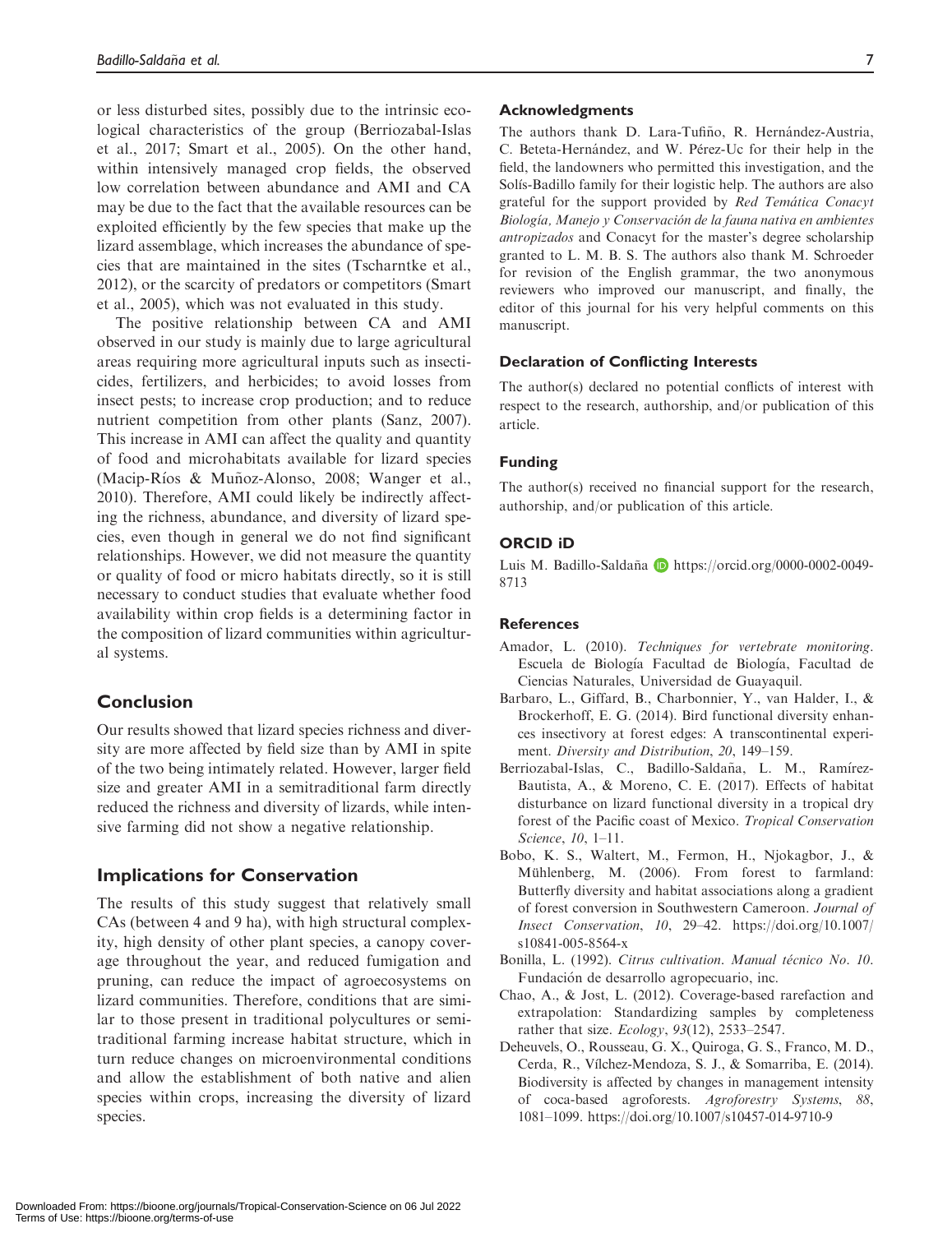or less disturbed sites, possibly due to the intrinsic ecological characteristics of the group (Berriozabal-Islas et al., 2017; Smart et al., 2005). On the other hand, within intensively managed crop fields, the observed low correlation between abundance and AMI and CA may be due to the fact that the available resources can be exploited efficiently by the few species that make up the lizard assemblage, which increases the abundance of species that are maintained in the sites (Tscharntke et al., 2012), or the scarcity of predators or competitors (Smart et al., 2005), which was not evaluated in this study.

The positive relationship between CA and AMI observed in our study is mainly due to large agricultural areas requiring more agricultural inputs such as insecticides, fertilizers, and herbicides; to avoid losses from insect pests; to increase crop production; and to reduce nutrient competition from other plants (Sanz, 2007). This increase in AMI can affect the quality and quantity of food and microhabitats available for lizard species (Macip-Ríos & Muñoz-Alonso, 2008; Wanger et al., 2010). Therefore, AMI could likely be indirectly affecting the richness, abundance, and diversity of lizard species, even though in general we do not find significant relationships. However, we did not measure the quantity or quality of food or micro habitats directly, so it is still necessary to conduct studies that evaluate whether food availability within crop fields is a determining factor in the composition of lizard communities within agricultural systems.

## Conclusion

Our results showed that lizard species richness and diversity are more affected by field size than by AMI in spite of the two being intimately related. However, larger field size and greater AMI in a semitraditional farm directly reduced the richness and diversity of lizards, while intensive farming did not show a negative relationship.

## Implications for Conservation

The results of this study suggest that relatively small CAs (between 4 and 9 ha), with high structural complexity, high density of other plant species, a canopy coverage throughout the year, and reduced fumigation and pruning, can reduce the impact of agroecosystems on lizard communities. Therefore, conditions that are similar to those present in traditional polycultures or semitraditional farming increase habitat structure, which in turn reduce changes on microenvironmental conditions and allow the establishment of both native and alien species within crops, increasing the diversity of lizard species.

### Acknowledgments

The authors thank D. Lara-Tufiño, R. Hernández-Austria, C. Beteta-Hernández, and W. Pérez-Uc for their help in the field, the landowners who permitted this investigation, and the Solís-Badillo family for their logistic help. The authors are also grateful for the support provided by *Red Temática Conacyt Biología, Manejo y Conservación de la fauna nativa en ambientes antropizados* and Conacyt for the master's degree scholarship granted to L. M. B. S. The authors also thank M. Schroeder for revision of the English grammar, the two anonymous reviewers who improved our manuscript, and finally, the editor of this journal for his very helpful comments on this manuscript.

### Declaration of Conflicting Interests

The author(s) declared no potential conflicts of interest with respect to the research, authorship, and/or publication of this article.

### Funding

The author(s) received no financial support for the research, authorship, and/or publication of this article.

### ORCID iD

Luis M. Badillo-Saldaña https://orcid.org/0000-0002-0049-8713

### References

Amador, L. (2010). *Techniques for vertebrate monitoring*. Escuela de Biología Facultad de Biología, Facultad de Ciencias Naturales, Universidad de Guayaquil.

Barbaro, L., Giffard, B., Charbonnier, Y., van Halder, I., & Brockerhoff, E. G. (2014). Bird functional diversity enhances insectivory at forest edges: A transcontinental experiment. *Diversity and Distribution*, *20*, 149–159.

Berriozabal-Islas, C., Badillo-Saldaña, L. M., Ramírez-Bautista, A., & Moreno, C. E. (2017). Effects of habitat disturbance on lizard functional diversity in a tropical dry forest of the Pacific coast of Mexico. *Tropical Conservation Science*, *10*, 1–11.

Bobo, K. S., Waltert, M., Fermon, H., Njokagbor, J., & Mühlenberg, M. (2006). From forest to farmland: Butterfly diversity and habitat associations along a gradient of forest conversion in Southwestern Cameroon. *Journal of Insect Conservation*, *10*, 29–42. https://doi.org/10.1007/s10841-005-8564-x

Bonilla, L. (1992). *Citrus cultivation. Manual técnico No. 10*. Fundación de desarrollo agropecuario, inc.

Chao, A., & Jost, L. (2012). Coverage-based rarefaction and extrapolation: Standardizing samples by completeness rather that size. *Ecology*, *93*(12), 2533–2547.

Deheuvels, O., Rousseau, G. X., Quiroga, G. S., Franco, M. D., Cerda, R., Vílchez-Mendoza, S. J., & Somarriba, E. (2014). Biodiversity is affected by changes in management intensity of coca-based agroforests. *Agroforestry Systems*, *88*, 1081–1099. https://doi.org/10.1007/s10457-014-9710-9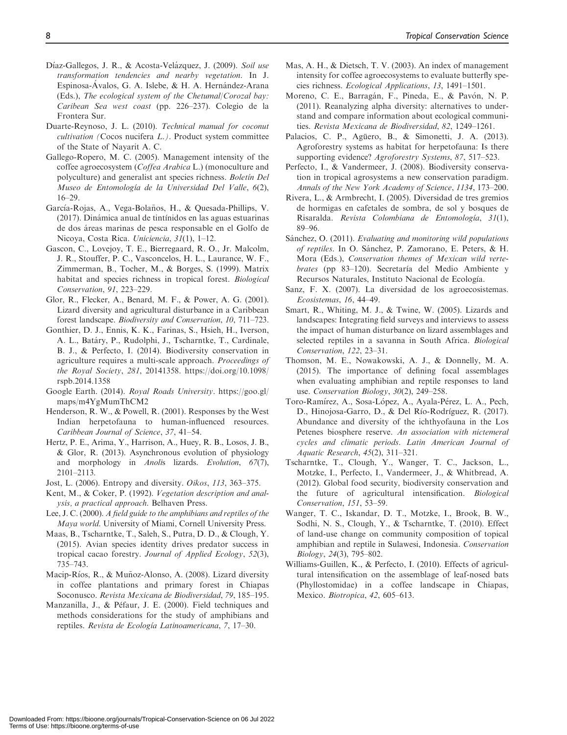Díaz-Gallegos, J. R., & Acosta-Velázquez, J. (2009). *Soil use transformation tendencies and nearby vegetation*. In J. Espinosa-Ávalos, G. A. Islebe, & H. A. Hernández-Arana (Eds.), *The ecological system of the Chetumal/Corozal bay: Caribean Sea west coast* (pp. 226–237). Colegio de la Frontera Sur.

Duarte-Reynoso, J. L. (2010). *Technical manual for coconut cultivation (*Cocos nucifera *L.)*. Product system committee of the State of Nayarit A. C.

Gallego-Ropero, M. C. (2005). Management intensity of the coffee agroecosystem (*Coffea Arabica* L.) (monoculture and polyculture) and generalist ant species richness. *Boletín Del Museo de Entomología de la Universidad Del Valle*, *6*(2), 16–29.

García-Rojas, A., Vega-Bolaños, H., & Quesada-Phillips, V. (2017). Dinámica anual de tintínidos en las aguas estuarinas de dos áreas marinas de pesca responsable en el Golfo de Nicoya, Costa Rica. *Uniciencia*, *31*(1), 1–12.

Gascon, C., Lovejoy, T. E., Bierregaard, R. O., Jr. Malcolm, J. R., Stouffer, P. C., Vasconcelos, H. L., Laurance, W. F., Zimmerman, B., Tocher, M., & Borges, S. (1999). Matrix habitat and species richness in tropical forest. *Biological Conservation*, *91*, 223–229.

Glor, R., Flecker, A., Benard, M. F., & Power, A. G. (2001). Lizard diversity and agricultural disturbance in a Caribbean forest landscape. *Biodiversity and Conservation*, *10*, 711–723.

Gonthier, D. J., Ennis, K. K., Farinas, S., Hsieh, H., Iverson, A. L., Batáry, P., Rudolphi, J., Tscharntke, T., Cardinale, B. J., & Perfecto, I. (2014). Biodiversity conservation in agriculture requires a multi-scale approach. *Proceedings of the Royal Society*, *281*, 20141358. https://doi.org/10.1098/rspb.2014.1358

Google Earth. (2014). *Royal Roads University*. https://goo.gl/maps/m4YgMumThCM2

Henderson, R. W., & Powell, R. (2001). Responses by the West Indian herpetofauna to human-influenced resources. *Caribbean Journal of Science*, *37*, 41–54.

Hertz, P. E., Arima, Y., Harrison, A., Huey, R. B., Losos, J. B., & Glor, R. (2013). Asynchronous evolution of physiology and morphology in *Anoli*s lizards. *Evolution*, *67*(7), 2101–2113.

Jost, L. (2006). Entropy and diversity. *Oikos*, *113*, 363–375.

Kent, M., & Coker, P. (1992). *Vegetation description and analysis, a practical approach*. Belhaven Press.

Lee, J. C. (2000). *A field guide to the amphibians and reptiles of the Maya world*. University of Miami, Cornell University Press.

Maas, B., Tscharntke, T., Saleh, S., Putra, D. D., & Clough, Y. (2015). Avian species identity drives predator success in tropical cacao forestry. *Journal of Applied Ecology*, *52*(3), 735–743.

Macip-Ríos, R., & Muñoz-Alonso, A. (2008). Lizard diversity in coffee plantations and primary forest in Chiapas Soconusco. *Revista Mexicana de Biodiversidad*, *79*, 185–195.

Manzanilla, J., & Péfaur, J. E. (2000). Field techniques and methods considerations for the study of amphibians and reptiles. *Revista de Ecología Latinoamericana*, *7*, 17–30.

Mas, A. H., & Dietsch, T. V. (2003). An index of management intensity for coffee agroecosystems to evaluate butterfly species richness. *Ecological Applications*, *13*, 1491–1501.

Moreno, C. E., Barragán, F., Pineda, E., & Pavón, N. P. (2011). Reanalyzing alpha diversity: alternatives to understand and compare information about ecological communities. *Revista Mexicana de Biodiversidad*, *82*, 1249–1261.

Palacios, C. P., Agüero, B., & Simonetti, J. A. (2013). Agroforestry systems as habitat for herpetofauna: Is there supporting evidence? *Agroforestry Systems*, *87*, 517–523.

Perfecto, I., & Vandermeer, J. (2008). Biodiversity conservation in tropical agrosystems a new conservation paradigm. *Annals of the New York Academy of Science*, *1134*, 173–200.

Rivera, L., & Armbrecht, I. (2005). Diversidad de tres gremios de hormigas en cafetales de sombra, de sol y bosques de Risaralda. *Revista Colombiana de Entomología*, *31*(1), 89–96.

Sánchez, O. (2011). *Evaluating and monitoring wild populations of reptiles*. In O. Sánchez, P. Zamorano, E. Peters, & H. Mora (Eds.), *Conservation themes of Mexican wild vertebrates* (pp 83–120). Secretaría del Medio Ambiente y Recursos Naturales, Instituto Nacional de Ecología.

Sanz, F. X. (2007). La diversidad de los agroecosistemas. *Ecosistemas*, *16*, 44–49.

Smart, R., Whiting, M. J., & Twine, W. (2005). Lizards and landscapes: Integrating field surveys and interviews to assess the impact of human disturbance on lizard assemblages and selected reptiles in a savanna in South Africa. *Biological Conservation*, *122*, 23–31.

Thomson, M. E., Nowakowski, A. J., & Donnelly, M. A. (2015). The importance of defining focal assemblages when evaluating amphibian and reptile responses to land use. *Conservation Biology*, *30*(2), 249–258.

Toro-Ramírez, A., Sosa-López, A., Ayala-Pérez, L. A., Pech, D., Hinojosa-Garro, D., & Del Río-Rodríguez, R. (2017). Abundance and diversity of the ichthyofauna in the Los Petenes biosphere reserve. *An association with nictemeral cycles and climatic periods*. *Latin American Journal of Aquatic Research*, *45*(2), 311–321.

Tscharntke, T., Clough, Y., Wanger, T. C., Jackson, L., Motzke, I., Perfecto, I., Vandermeer, J., & Whitbread, A. (2012). Global food security, biodiversity conservation and the future of agricultural intensification. *Biological Conservation*, *151*, 53–59.

Wanger, T. C., Iskandar, D. T., Motzke, I., Brook, B. W., Sodhi, N. S., Clough, Y., & Tscharntke, T. (2010). Effect of land-use change on community composition of topical amphibian and reptile in Sulawesi, Indonesia. *Conservation Biology*, *24*(3), 795–802.

Williams-Guillen, K., & Perfecto, I. (2010). Effects of agricultural intensification on the assemblage of leaf-nosed bats (Phyllostomidae) in a coffee landscape in Chiapas, Mexico. *Biotropica*, *42*, 605–613.